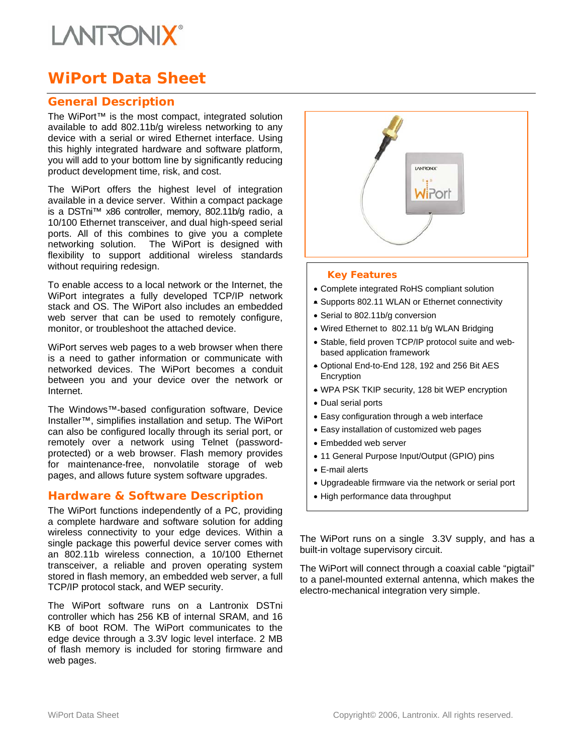# WiPort Data Sheet

## General Description

The WiPort™ is the most compact, integrated solution available to add 802.11b/g wireless networking to any device with a serial or wired Ethernet interface. Using this highly integrated hardware and software platform, you will add to your bottom line by significantly reducing product development time, risk, and cost.

The WiPort offers the highest level of integration available in a device server. Within a compact package is a DSTni™ x86 controller, memory, 802.11b/g radio, a 10/100 Ethernet transceiver, and dual high-speed serial ports. All of this combines to give you a complete networking solution. The WiPort is designed with flexibility to support additional wireless standards without requiring redesign.

To enable access to a local network or the Internet, the WiPort integrates a fully developed TCP/IP network stack and OS. The WiPort also includes an embedded web server that can be used to remotely configure, monitor, or troubleshoot the attached device.

WiPort serves web pages to a web browser when there is a need to gather information or communicate with networked devices. The WiPort becomes a conduit between you and your device over the network or Internet.

The Windows™-based configuration software, Device Installer™, simplifies installation and setup. The WiPort can also be configured locally through its serial port, or remotely over a network using Telnet (password-protected) or a web browser. Flash memory provides for maintenance-free, nonvolatile storage of web pages, and allows future system software upgrades.

## Hardware & Software Description

The WiPort functions independently of a PC, providing a complete hardware and software solution for adding wireless connectivity to your edge devices. Within a single package this powerful device server comes with an 802.11b wireless connection, a 10/100 Ethernet transceiver, a reliable and proven operating system stored in flash memory, an embedded web server, a full TCP/IP protocol stack, and WEP security.

The WiPort software runs on a Lantronix DSTni controller which has 256 KB of internal SRAM, and 16 KB of boot ROM. The WiPort communicates to the edge device through a 3.3V logic level interface. 2 MB of flash memory is included for storing firmware and web pages.

### Key Features

- Complete integrated RoHS compliant solution
- Supports 802.11 WLAN or Ethernet connectivity
- Serial to 802.11b/g conversion
- Wired Ethernet to 802.11 b/g WLAN Bridging
- Stable, field proven TCP/IP protocol suite and web-based application framework
- Optional End-to-End 128, 192 and 256 Bit AES Encryption
- WPA PSK TKIP security, 128 bit WEP encryption
- Dual serial ports
- Easy configuration through a web interface
- Easy installation of customized web pages
- Embedded web server
- 11 General Purpose Input/Output (GPIO) pins
- E-mail alerts
- Upgradeable firmware via the network or serial port
- High performance data throughput

The WiPort runs on a single 3.3V supply, and has a built-in voltage supervisory circuit.

The WiPort will connect through a coaxial cable "pigtail" to a panel-mounted external antenna, which makes the electro-mechanical integration very simple.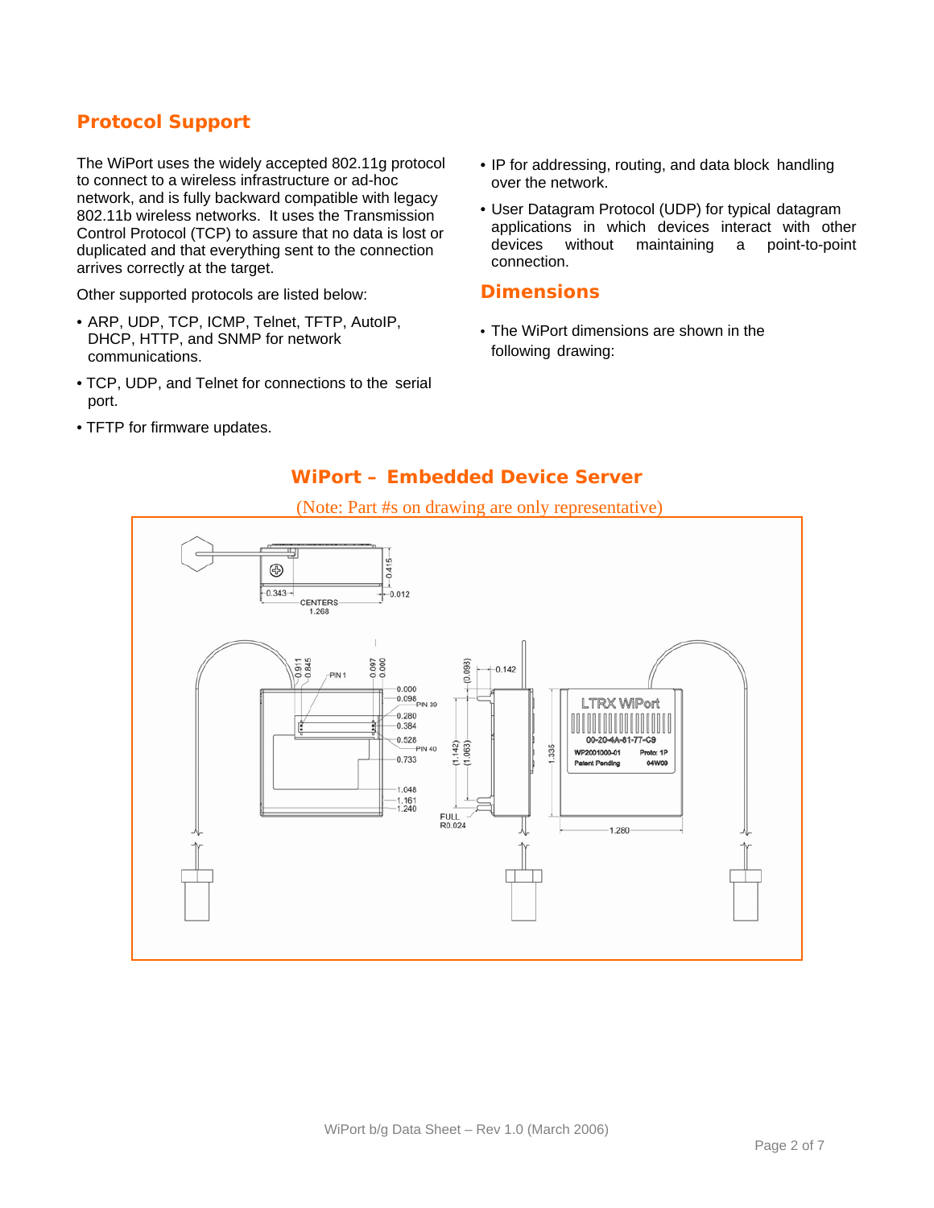## Protocol Support

The WiPort uses the widely accepted 802.11g protocol to connect to a wireless infrastructure or ad-hoc network, and is fully backward compatible with legacy 802.11b wireless networks. It uses the Transmission Control Protocol (TCP) to assure that no data is lost or duplicated and that everything sent to the connection arrives correctly at the target.

Other supported protocols are listed below:

- ARP, UDP, TCP, ICMP, Telnet, TFTP, AutoIP, DHCP, HTTP, and SNMP for network communications.
- TCP, UDP, and Telnet for connections to the serial port.
- TFTP for firmware updates.
- IP for addressing, routing, and data block handling over the network.
- User Datagram Protocol (UDP) for typical datagram applications in which devices interact with other devices without maintaining a point-to-point connection.

## Dimensions

- The WiPort dimensions are shown in the following drawing:

### WiPort – Embedded Device Server

(Note: Part #s on drawing are only representative)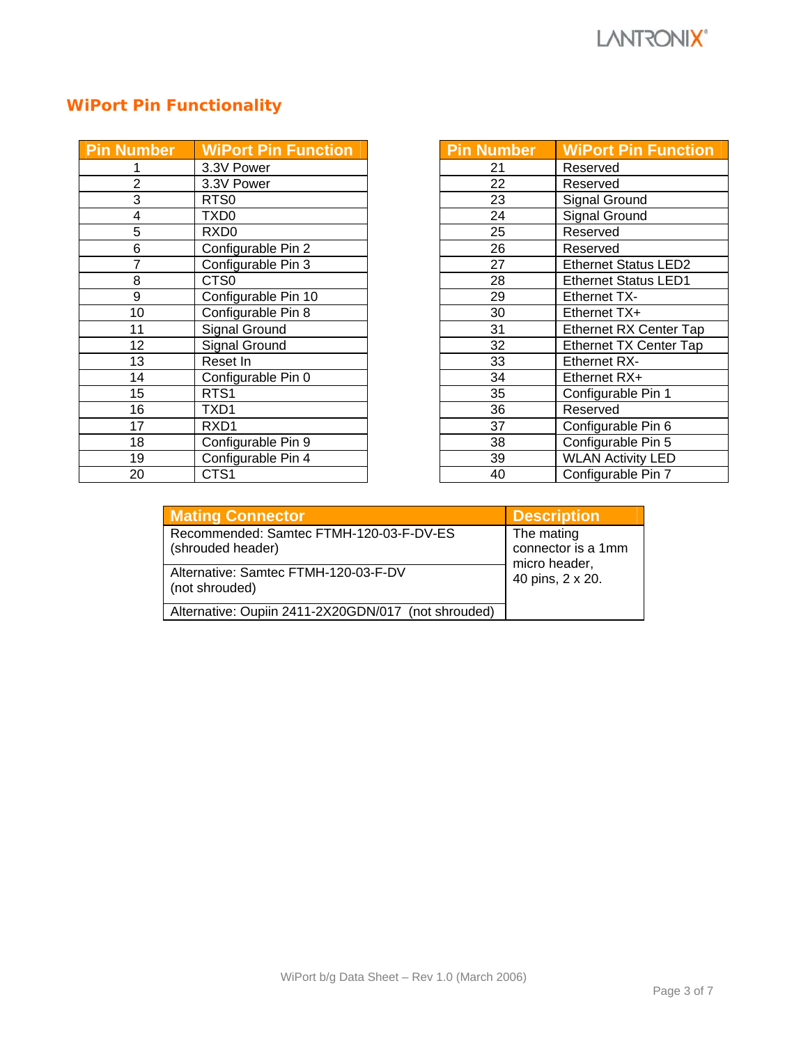## WiPort Pin Functionality

| Pin Number | WiPort Pin Function |
|---|---|
| 1 | 3.3V Power |
| 2 | 3.3V Power |
| 3 | RTS0 |
| 4 | TXD0 |
| 5 | RXD0 |
| 6 | Configurable Pin 2 |
| 7 | Configurable Pin 3 |
| 8 | CTS0 |
| 9 | Configurable Pin 10 |
| 10 | Configurable Pin 8 |
| 11 | Signal Ground |
| 12 | Signal Ground |
| 13 | Reset In |
| 14 | Configurable Pin 0 |
| 15 | RTS1 |
| 16 | TXD1 |
| 17 | RXD1 |
| 18 | Configurable Pin 9 |
| 19 | Configurable Pin 4 |
| 20 | CTS1 |

| Pin Number | WiPort Pin Function |
|---|---|
| 21 | Reserved |
| 22 | Reserved |
| 23 | Signal Ground |
| 24 | Signal Ground |
| 25 | Reserved |
| 26 | Reserved |
| 27 | Ethernet Status LED2 |
| 28 | Ethernet Status LED1 |
| 29 | Ethernet TX- |
| 30 | Ethernet TX+ |
| 31 | Ethernet RX Center Tap |
| 32 | Ethernet TX Center Tap |
| 33 | Ethernet RX- |
| 34 | Ethernet RX+ |
| 35 | Configurable Pin 1 |
| 36 | Reserved |
| 37 | Configurable Pin 6 |
| 38 | Configurable Pin 5 |
| 39 | WLAN Activity LED |
| 40 | Configurable Pin 7 |

| Mating Connector | Description |
|---|---|
| Recommended: Samtec FTMH-120-03-F-DV-ES (shrouded header) | The mating connector is a 1mm micro header, 40 pins, 2 x 20. |
| Alternative: Samtec FTMH-120-03-F-DV (not shrouded) | |
| Alternative: Oupiin 2411-2X20GDN/017 (not shrouded) | |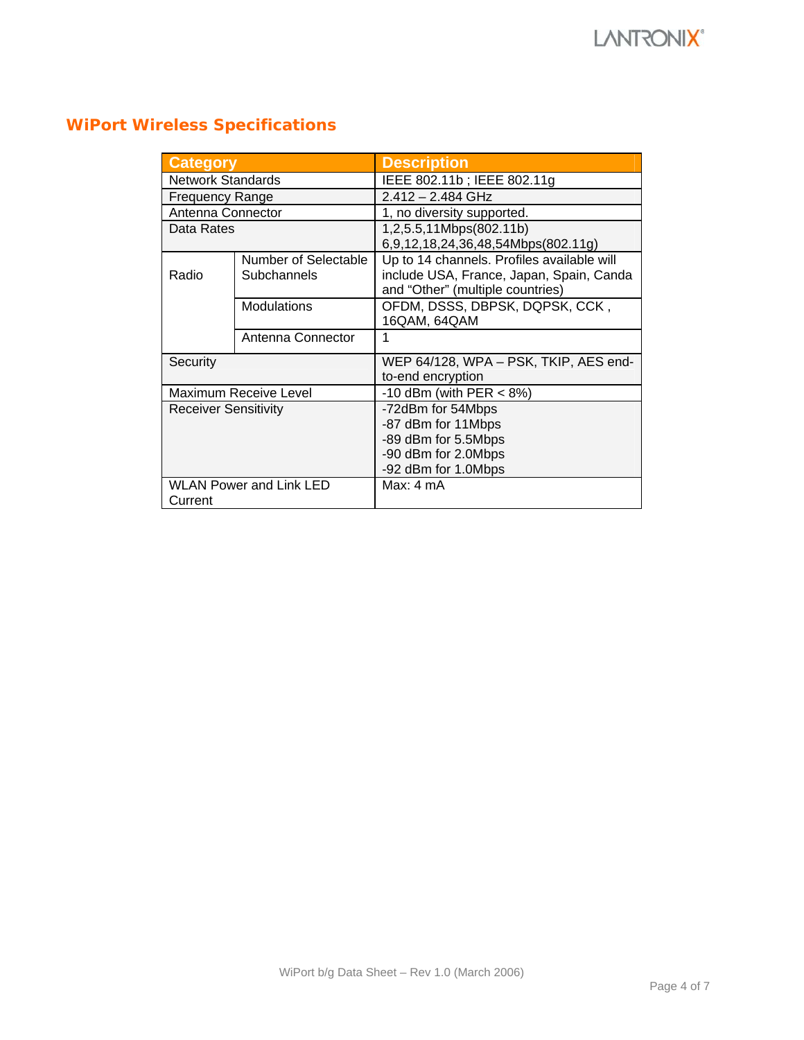## WiPort Wireless Specifications

| Category | | Description |
|---|---|---|
| Network Standards | | IEEE 802.11b ; IEEE 802.11g |
| Frequency Range | | 2.412 – 2.484 GHz |
| Antenna Connector | | 1, no diversity supported. |
| Data Rates | | 1,2,5.5,11Mbps(802.11b)<br>6,9,12,18,24,36,48,54Mbps(802.11g) |
| Radio | Number of Selectable Subchannels | Up to 14 channels. Profiles available will include USA, France, Japan, Spain, Canda and "Other" (multiple countries) |
| | Modulations | OFDM, DSSS, DBPSK, DQPSK, CCK , 16QAM, 64QAM |
| | Antenna Connector | 1 |
| Security | | WEP 64/128, WPA – PSK, TKIP, AES end-to-end encryption |
| Maximum Receive Level | | -10 dBm (with PER < 8%) |
| Receiver Sensitivity | | -72dBm for 54Mbps<br>-87 dBm for 11Mbps<br>-89 dBm for 5.5Mbps<br>-90 dBm for 2.0Mbps<br>-92 dBm for 1.0Mbps |
| WLAN Power and Link LED Current | | Max: 4 mA |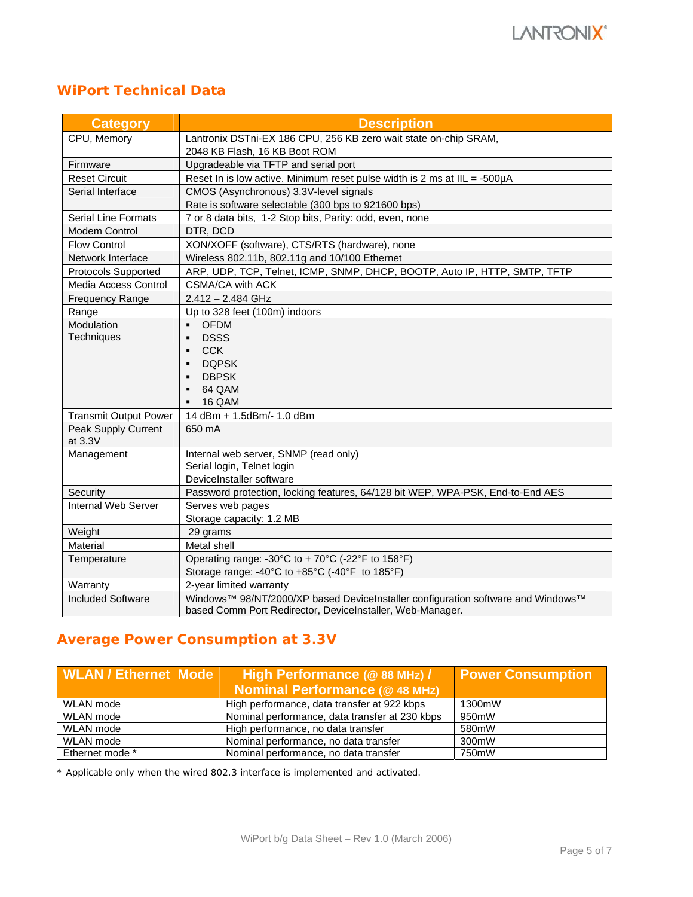## WiPort Technical Data

| Category | Description |
|---|---|
| CPU, Memory | Lantronix DSTni-EX 186 CPU, 256 KB zero wait state on-chip SRAM, 2048 KB Flash, 16 KB Boot ROM |
| Firmware | Upgradeable via TFTP and serial port |
| Reset Circuit | Reset In is low active. Minimum reset pulse width is 2 ms at IIL = -500µA |
| Serial Interface | CMOS (Asynchronous) 3.3V-level signals<br>Rate is software selectable (300 bps to 921600 bps) |
| Serial Line Formats | 7 or 8 data bits, 1-2 Stop bits, Parity: odd, even, none |
| Modem Control | DTR, DCD |
| Flow Control | XON/XOFF (software), CTS/RTS (hardware), none |
| Network Interface | Wireless 802.11b, 802.11g and 10/100 Ethernet |
| Protocols Supported | ARP, UDP, TCP, Telnet, ICMP, SNMP, DHCP, BOOTP, Auto IP, HTTP, SMTP, TFTP |
| Media Access Control | CSMA/CA with ACK |
| Frequency Range | 2.412 – 2.484 GHz |
| Range | Up to 328 feet (100m) indoors |
| Modulation Techniques | ▪ OFDM<br>▪ DSSS<br>▪ CCK<br>▪ DQPSK<br>▪ DBPSK<br>▪ 64 QAM<br>▪ 16 QAM |
| Transmit Output Power | 14 dBm + 1.5dBm/- 1.0 dBm |
| Peak Supply Current at 3.3V | 650 mA |
| Management | Internal web server, SNMP (read only)<br>Serial login, Telnet login<br>DeviceInstaller software |
| Security | Password protection, locking features, 64/128 bit WEP, WPA-PSK, End-to-End AES |
| Internal Web Server | Serves web pages<br>Storage capacity: 1.2 MB |
| Weight | 29 grams |
| Material | Metal shell |
| Temperature | Operating range: -30°C to + 70°C (-22°F to 158°F)<br>Storage range: -40°C to +85°C (-40°F to 185°F) |
| Warranty | 2-year limited warranty |
| Included Software | Windows™ 98/NT/2000/XP based DeviceInstaller configuration software and Windows™ based Comm Port Redirector, DeviceInstaller, Web-Manager. |

## Average Power Consumption at 3.3V

| WLAN / Ethernet Mode | High Performance (@ 88 MHz) / Nominal Performance (@ 48 MHz) | Power Consumption |
|---|---|---|
| WLAN mode | High performance, data transfer at 922 kbps | 1300mW |
| WLAN mode | Nominal performance, data transfer at 230 kbps | 950mW |
| WLAN mode | High performance, no data transfer | 580mW |
| WLAN mode | Nominal performance, no data transfer | 300mW |
| Ethernet mode * | Nominal performance, no data transfer | 750mW |

* Applicable only when the wired 802.3 interface is implemented and activated.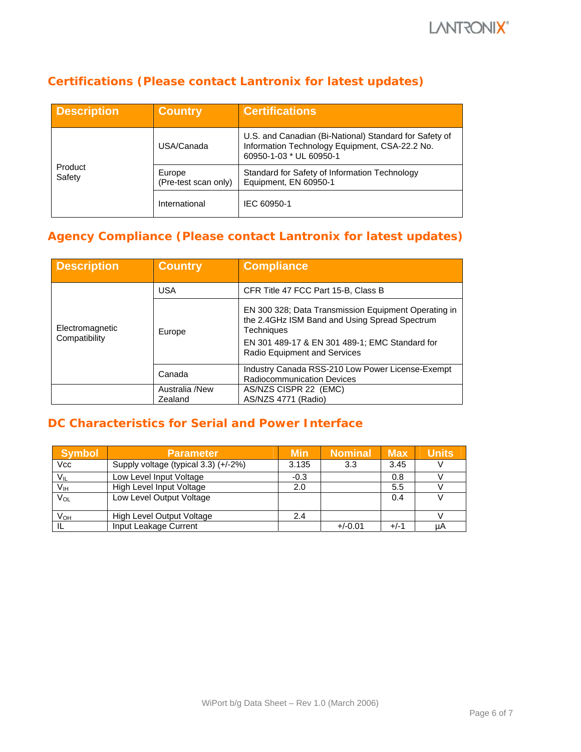## Certifications (Please contact Lantronix for latest updates)

| Description | Country | Certifications |
|---|---|---|
| Product Safety | USA/Canada | U.S. and Canadian (Bi-National) Standard for Safety of Information Technology Equipment, CSA-22.2 No. 60950-1-03 * UL 60950-1 |
| | Europe (Pre-test scan only) | Standard for Safety of Information Technology Equipment, EN 60950-1 |
| | International | IEC 60950-1 |

## Agency Compliance (Please contact Lantronix for latest updates)

| Description | Country | Compliance |
|---|---|---|
| Electromagnetic Compatibility | USA | CFR Title 47 FCC Part 15-B, Class B |
| | Europe | EN 300 328; Data Transmission Equipment Operating in the 2.4GHz ISM Band and Using Spread Spectrum Techniques<br>EN 301 489-17 & EN 301 489-1; EMC Standard for Radio Equipment and Services |
| | Canada | Industry Canada RSS-210 Low Power License-Exempt Radiocommunication Devices |
| | Australia /New Zealand | AS/NZS CISPR 22 (EMC)<br>AS/NZS 4771 (Radio) |

## DC Characteristics for Serial and Power Interface

| Symbol | Parameter | Min | Nominal | Max | Units |
|---|---|---|---|---|---|
| Vcc | Supply voltage (typical 3.3) (+/-2%) | 3.135 | 3.3 | 3.45 | V |
| $V_{IL}$ | Low Level Input Voltage | -0.3 | | 0.8 | V |
| $V_{IH}$ | High Level Input Voltage | 2.0 | | 5.5 | V |
| $V_{OL}$ | Low Level Output Voltage | | | 0.4 | V |
| $V_{OH}$ | High Level Output Voltage | 2.4 | | | V |
| IL | Input Leakage Current | | +/-0.01 | +/-1 | µA |

WiPort b/g Data Sheet – Rev 1.0 (March 2006)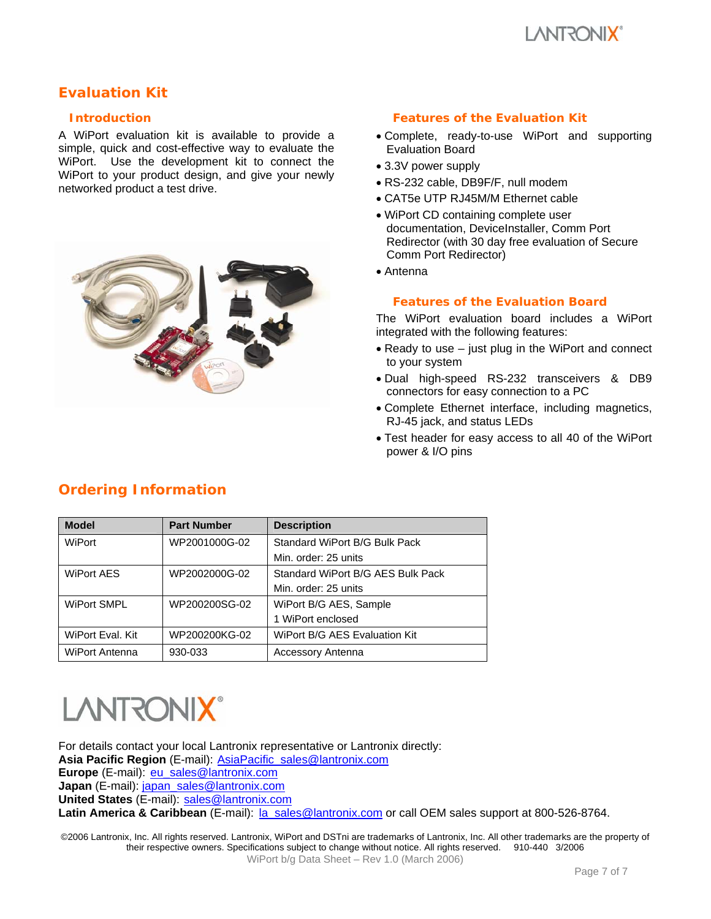# Evaluation Kit

## Introduction

A WiPort evaluation kit is available to provide a simple, quick and cost-effective way to evaluate the WiPort. Use the development kit to connect the WiPort to your product design, and give your newly networked product a test drive.

## Features of the Evaluation Kit

- Complete, ready-to-use WiPort and supporting Evaluation Board
- 3.3V power supply
- RS-232 cable, DB9F/F, null modem
- CAT5e UTP RJ45M/M Ethernet cable
- WiPort CD containing complete user documentation, DeviceInstaller, Comm Port Redirector (with 30 day free evaluation of Secure Comm Port Redirector)
- Antenna

## Features of the Evaluation Board

The WiPort evaluation board includes a WiPort integrated with the following features:

- Ready to use – just plug in the WiPort and connect to your system
- Dual high-speed RS-232 transceivers & DB9 connectors for easy connection to a PC
- Complete Ethernet interface, including magnetics, RJ-45 jack, and status LEDs
- Test header for easy access to all 40 of the WiPort power & I/O pins

# Ordering Information

| Model | Part Number | Description |
|---|---|---|
| WiPort | WP2001000G-02 | Standard WiPort B/G Bulk Pack<br>Min. order: 25 units |
| WiPort AES | WP2002000G-02 | Standard WiPort B/G AES Bulk Pack<br>Min. order: 25 units |
| WiPort SMPL | WP200200SG-02 | WiPort B/G AES, Sample<br>1 WiPort enclosed |
| WiPort Eval. Kit | WP200200KG-02 | WiPort B/G AES Evaluation Kit |
| WiPort Antenna | 930-033 | Accessory Antenna |

LANTRONIX®

For details contact your local Lantronix representative or Lantronix directly:
**Asia Pacific Region** (E-mail): AsiaPacific_sales@lantronix.com
**Europe** (E-mail): eu_sales@lantronix.com
**Japan** (E-mail): japan_sales@lantronix.com
**United States** (E-mail): sales@lantronix.com
**Latin America & Caribbean** (E-mail): la_sales@lantronix.com or call OEM sales support at 800-526-8764.

©2006 Lantronix, Inc. All rights reserved. Lantronix, WiPort and DSTni are trademarks of Lantronix, Inc. All other trademarks are the property of their respective owners. Specifications subject to change without notice. All rights reserved. 910-440 3/2006